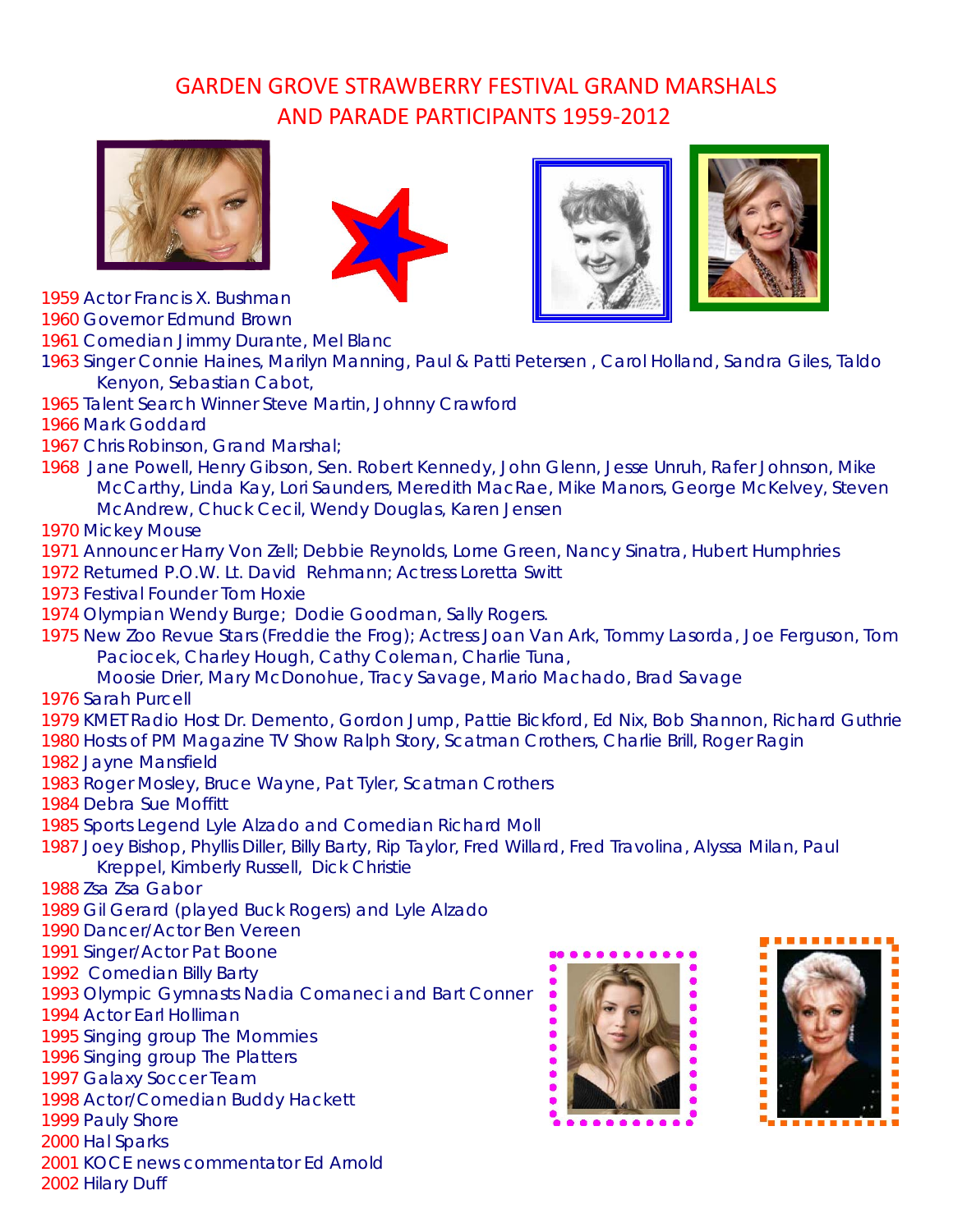# GARDEN GROVE STRAWBERRY FESTIVAL GRAND MARSHALS AND PARADE PARTICIPANTS 1959-2012

1959 Actor Francis X. Bushman
1960 Governor Edmund Brown
1961 Comedian Jimmy Durante, Mel Blanc
1963 Singer Connie Haines, Marilyn Manning, Paul & Patti Petersen , Carol Holland, Sandra Giles, Taldo Kenyon, Sebastian Cabot,
1965 Talent Search Winner Steve Martin, Johnny Crawford
1966 Mark Goddard
1967 Chris Robinson, Grand Marshal;
1968 Jane Powell, Henry Gibson, Sen. Robert Kennedy, John Glenn, Jesse Unruh, Rafer Johnson, Mike McCarthy, Linda Kay, Lori Saunders, Meredith MacRae, Mike Manors, George McKelvey, Steven McAndrew, Chuck Cecil, Wendy Douglas, Karen Jensen
1970 Mickey Mouse
1971 Announcer Harry Von Zell; Debbie Reynolds, Lorne Green, Nancy Sinatra, Hubert Humphries
1972 Returned P.O.W. Lt. David Rehmann; Actress Loretta Switt
1973 Festival Founder Tom Hoxie
1974 Olympian Wendy Burge; Dodie Goodman, Sally Rogers.
1975 New Zoo Revue Stars (Freddie the Frog); Actress Joan Van Ark, Tommy Lasorda, Joe Ferguson, Tom Paciocek, Charley Hough, Cathy Coleman, Charlie Tuna, Moosie Drier, Mary McDonohue, Tracy Savage, Mario Machado, Brad Savage
1976 Sarah Purcell
1979 KMET Radio Host Dr. Demento, Gordon Jump, Pattie Bickford, Ed Nix, Bob Shannon, Richard Guthrie
1980 Hosts of PM Magazine TV Show Ralph Story, Scatman Crothers, Charlie Brill, Roger Ragin
1982 Jayne Mansfield
1983 Roger Mosley, Bruce Wayne, Pat Tyler, Scatman Crothers
1984 Debra Sue Moffitt
1985 Sports Legend Lyle Alzado and Comedian Richard Moll
1987 Joey Bishop, Phyllis Diller, Billy Barty, Rip Taylor, Fred Willard, Fred Travolina, Alyssa Milan, Paul Kreppel, Kimberly Russell, Dick Christie
1988 Zsa Zsa Gabor
1989 Gil Gerard (played Buck Rogers) and Lyle Alzado
1990 Dancer/Actor Ben Vereen
1991 Singer/Actor Pat Boone
1992 Comedian Billy Barty
1993 Olympic Gymnasts Nadia Comaneci and Bart Conner
1994 Actor Earl Holliman
1995 Singing group The Mommies
1996 Singing group The Platters
1997 Galaxy Soccer Team
1998 Actor/Comedian Buddy Hackett
1999 Pauly Shore
2000 Hal Sparks
2001 KOCE news commentator Ed Arnold
2002 Hilary Duff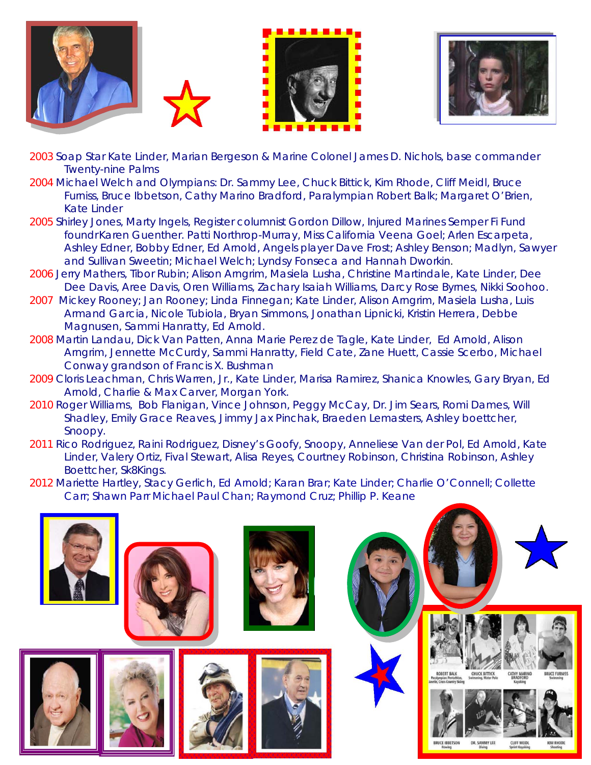2003 Soap Star Kate Linder, Marian Bergeson & Marine Colonel James D. Nichols, base commander Twenty-nine Palms

2004 Michael Welch and Olympians: Dr. Sammy Lee, Chuck Bittick, Kim Rhode, Cliff Meidl, Bruce Furniss, Bruce Ibbetson, Cathy Marino Bradford, Paralympian Robert Balk; Margaret O'Brien, Kate Linder

2005 Shirley Jones, Marty Ingels, Register columnist Gordon Dillow, Injured Marines Semper Fi Fund foundrKaren Guenther. Patti Northrop-Murray, Miss California Veena Goel; Arlen Escarpeta, Ashley Edner, Bobby Edner, Ed Arnold, Angels player Dave Frost; Ashley Benson; Madlyn, Sawyer and Sullivan Sweetin; Michael Welch; Lyndsy Fonseca and Hannah Dworkin.

2006 Jerry Mathers, Tibor Rubin; Alison Arngrim, Masiela Lusha, Christine Martindale, Kate Linder, Dee Dee Davis, Aree Davis, Oren Williams, Zachary Isaiah Williams, Darcy Rose Byrnes, Nikki Soohoo.

2007 Mickey Rooney; Jan Rooney; Linda Finnegan; Kate Linder, Alison Arngrim, Masiela Lusha, Luis Armand Garcia, Nicole Tubiola, Bryan Simmons, Jonathan Lipnicki, Kristin Herrera, Debbe Magnusen, Sammi Hanratty, Ed Arnold.

2008 Martin Landau, Dick Van Patten, Anna Marie Perez de Tagle, Kate Linder, Ed Arnold, Alison Arngrim, Jennette McCurdy, Sammi Hanratty, Field Cate, Zane Huett, Cassie Scerbo, Michael Conway grandson of Francis X. Bushman

2009 Cloris Leachman, Chris Warren, Jr., Kate Linder, Marisa Ramirez, Shanica Knowles, Gary Bryan, Ed Arnold, Charlie & Max Carver, Morgan York.

2010 Roger Williams, Bob Flanigan, Vince Johnson, Peggy McCay, Dr. Jim Sears, Romi Dames, Will Shadley, Emily Grace Reaves, Jimmy Jax Pinchak, Braeden Lemasters, Ashley boettcher, Snoopy.

2011 Rico Rodriguez, Raini Rodriguez, Disney's Goofy, Snoopy, Anneliese Van der Pol, Ed Arnold, Kate Linder, Valery Ortiz, Fival Stewart, Alisa Reyes, Courtney Robinson, Christina Robinson, Ashley Boettcher, Sk8Kings.

2012 Mariette Hartley, Stacy Gerlich, Ed Arnold; Karan Brar; Kate Linder; Charlie O'Connell; Collette Carr; Shawn Parr Michael Paul Chan; Raymond Cruz; Phillip P. Keane